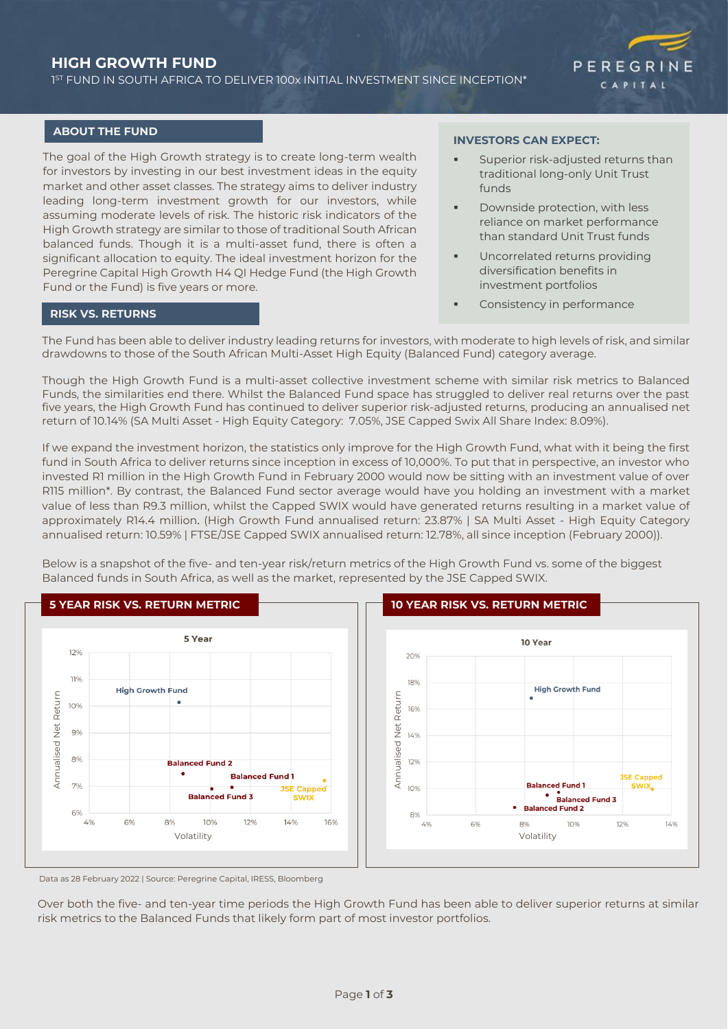# HIGH GROWTH FUND

1ST FUND IN SOUTH AFRICA TO DELIVER 100x INITIAL INVESTMENT SINCE INCEPTION*

PEREGRINE CAPITAL

## ABOUT THE FUND

The goal of the High Growth strategy is to create long-term wealth for investors by investing in our best investment ideas in the equity market and other asset classes. The strategy aims to deliver industry leading long-term investment growth for our investors, while assuming moderate levels of risk. The historic risk indicators of the High Growth strategy are similar to those of traditional South African balanced funds. Though it is a multi-asset fund, there is often a significant allocation to equity. The ideal investment horizon for the Peregrine Capital High Growth H4 QI Hedge Fund (the High Growth Fund or the Fund) is five years or more.

### INVESTORS CAN EXPECT:

- Superior risk-adjusted returns than traditional long-only Unit Trust funds
- Downside protection, with less reliance on market performance than standard Unit Trust funds
- Uncorrelated returns providing diversification benefits in investment portfolios
- Consistency in performance

## RISK VS. RETURNS

The Fund has been able to deliver industry leading returns for investors, with moderate to high levels of risk, and similar drawdowns to those of the South African Multi-Asset High Equity (Balanced Fund) category average.

Though the High Growth Fund is a multi-asset collective investment scheme with similar risk metrics to Balanced Funds, the similarities end there. Whilst the Balanced Fund space has struggled to deliver real returns over the past five years, the High Growth Fund has continued to deliver superior risk-adjusted returns, producing an annualised net return of 10.14% (SA Multi Asset - High Equity Category: 7.05%, JSE Capped Swix All Share Index: 8.09%).

If we expand the investment horizon, the statistics only improve for the High Growth Fund, what with it being the first fund in South Africa to deliver returns since inception in excess of 10,000%. To put that in perspective, an investor who invested R1 million in the High Growth Fund in February 2000 would now be sitting with an investment value of over R115 million*. By contrast, the Balanced Fund sector average would have you holding an investment with a market value of less than R9.3 million, whilst the Capped SWIX would have generated returns resulting in a market value of approximately R14.4 million. (High Growth Fund annualised return: 23.87% | SA Multi Asset - High Equity Category annualised return: 10.59% | FTSE/JSE Capped SWIX annualised return: 12.78%, all since inception (February 2000)).

Below is a snapshot of the five- and ten-year risk/return metrics of the High Growth Fund vs. some of the biggest Balanced funds in South Africa, as well as the market, represented by the JSE Capped SWIX.

### 5 YEAR RISK VS. RETURN METRIC

5 Year — Annualised Net Return vs. Volatility (chart: High Growth Fund, Balanced Fund 1, Balanced Fund 2, Balanced Fund 3, JSE Capped SWIX)

### 10 YEAR RISK VS. RETURN METRIC

10 Year — Annualised Net Return vs. Volatility (chart: High Growth Fund, Balanced Fund 1, Balanced Fund 2, Balanced Fund 3, JSE Capped SWIX)

Data as 28 February 2022 | Source: Peregrine Capital, IRESS, Bloomberg

Over both the five- and ten-year time periods the High Growth Fund has been able to deliver superior returns at similar risk metrics to the Balanced Funds that likely form part of most investor portfolios.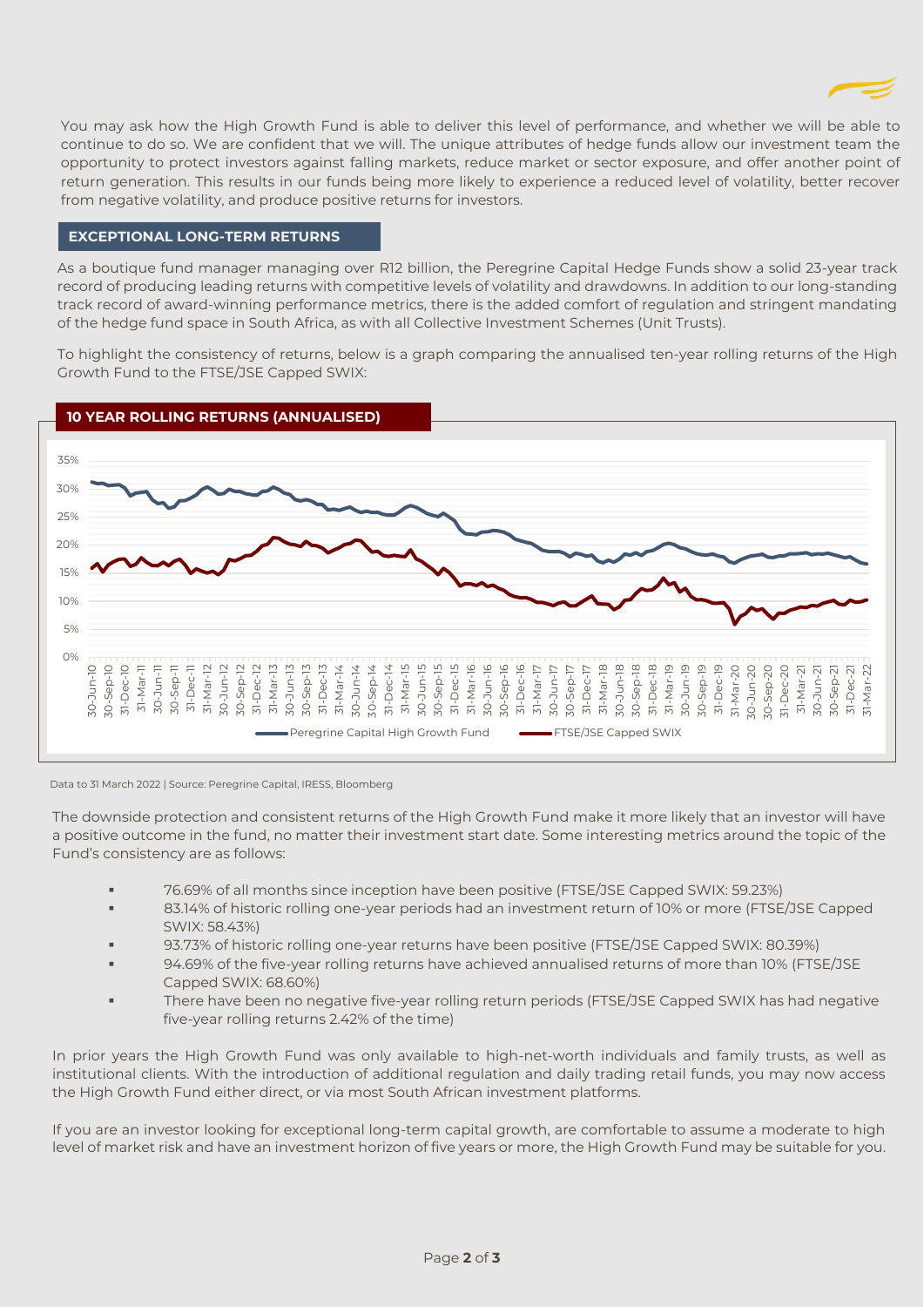You may ask how the High Growth Fund is able to deliver this level of performance, and whether we will be able to continue to do so. We are confident that we will. The unique attributes of hedge funds allow our investment team the opportunity to protect investors against falling markets, reduce market or sector exposure, and offer another point of return generation. This results in our funds being more likely to experience a reduced level of volatility, better recover from negative volatility, and produce positive returns for investors.

## EXCEPTIONAL LONG-TERM RETURNS

As a boutique fund manager managing over R12 billion, the Peregrine Capital Hedge Funds show a solid 23-year track record of producing leading returns with competitive levels of volatility and drawdowns. In addition to our long-standing track record of award-winning performance metrics, there is the added comfort of regulation and stringent mandating of the hedge fund space in South Africa, as with all Collective Investment Schemes (Unit Trusts).

To highlight the consistency of returns, below is a graph comparing the annualised ten-year rolling returns of the High Growth Fund to the FTSE/JSE Capped SWIX:

**10 YEAR ROLLING RETURNS (ANNUALISED)**

Data to 31 March 2022 | Source: Peregrine Capital, IRESS, Bloomberg

The downside protection and consistent returns of the High Growth Fund make it more likely that an investor will have a positive outcome in the fund, no matter their investment start date. Some interesting metrics around the topic of the Fund's consistency are as follows:

- 76.69% of all months since inception have been positive (FTSE/JSE Capped SWIX: 59.23%)
- 83.14% of historic rolling one-year periods had an investment return of 10% or more (FTSE/JSE Capped SWIX: 58.43%)
- 93.73% of historic rolling one-year returns have been positive (FTSE/JSE Capped SWIX: 80.39%)
- 94.69% of the five-year rolling returns have achieved annualised returns of more than 10% (FTSE/JSE Capped SWIX: 68.60%)
- There have been no negative five-year rolling return periods (FTSE/JSE Capped SWIX has had negative five-year rolling returns 2.42% of the time)

In prior years the High Growth Fund was only available to high-net-worth individuals and family trusts, as well as institutional clients. With the introduction of additional regulation and daily trading retail funds, you may now access the High Growth Fund either direct, or via most South African investment platforms.

If you are an investor looking for exceptional long-term capital growth, are comfortable to assume a moderate to high level of market risk and have an investment horizon of five years or more, the High Growth Fund may be suitable for you.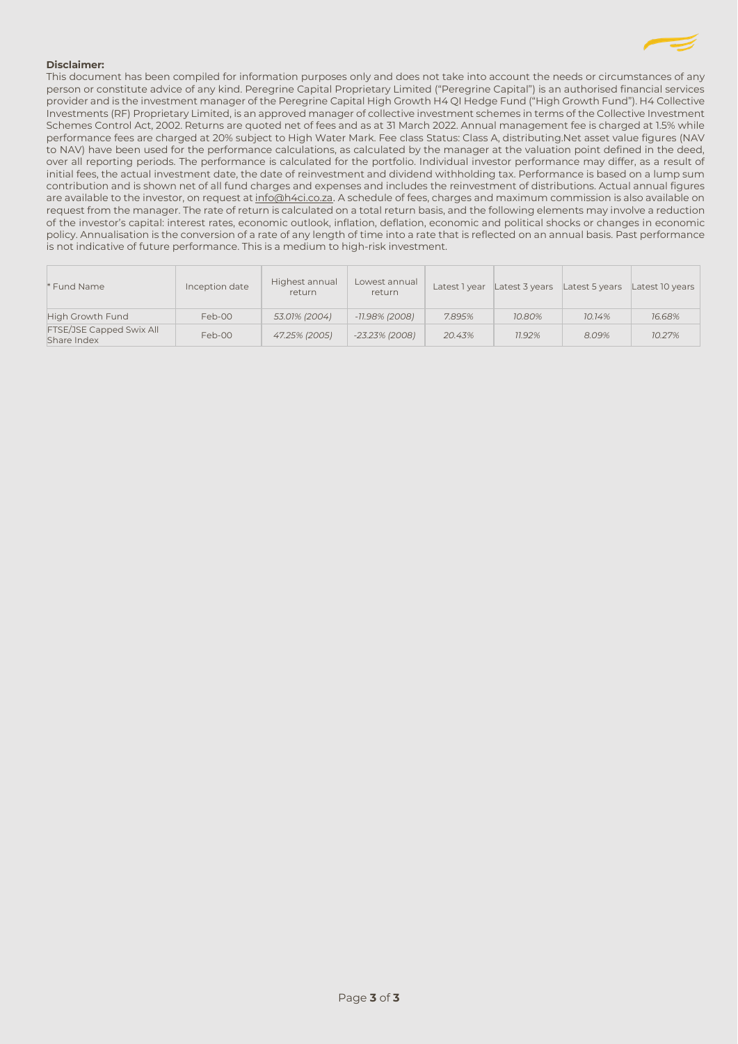**Disclaimer:**

This document has been compiled for information purposes only and does not take into account the needs or circumstances of any person or constitute advice of any kind. Peregrine Capital Proprietary Limited ("Peregrine Capital") is an authorised financial services provider and is the investment manager of the Peregrine Capital High Growth H4 QI Hedge Fund ("High Growth Fund"). H4 Collective Investments (RF) Proprietary Limited, is an approved manager of collective investment schemes in terms of the Collective Investment Schemes Control Act, 2002. Returns are quoted net of fees and as at 31 March 2022. Annual management fee is charged at 1.5% while performance fees are charged at 20% subject to High Water Mark. Fee class Status: Class A, distributing.Net asset value figures (NAV to NAV) have been used for the performance calculations, as calculated by the manager at the valuation point defined in the deed, over all reporting periods. The performance is calculated for the portfolio. Individual investor performance may differ, as a result of initial fees, the actual investment date, the date of reinvestment and dividend withholding tax. Performance is based on a lump sum contribution and is shown net of all fund charges and expenses and includes the reinvestment of distributions. Actual annual figures are available to the investor, on request at info@h4ci.co.za. A schedule of fees, charges and maximum commission is also available on request from the manager. The rate of return is calculated on a total return basis, and the following elements may involve a reduction of the investor's capital: interest rates, economic outlook, inflation, deflation, economic and political shocks or changes in economic policy. Annualisation is the conversion of a rate of any length of time into a rate that is reflected on an annual basis. Past performance is not indicative of future performance. This is a medium to high-risk investment.

| * Fund Name | Inception date | Highest annual return | Lowest annual return | Latest 1 year | Latest 3 years | Latest 5 years | Latest 10 years |
|---|---|---|---|---|---|---|---|
| High Growth Fund | Feb-00 | *53.01% (2004)* | *-11.98% (2008)* | *7.895%* | *10.80%* | *10.14%* | *16.68%* |
| FTSE/JSE Capped Swix All Share Index | Feb-00 | *47.25% (2005)* | *-23.23% (2008)* | *20.43%* | *11.92%* | *8.09%* | *10.27%* |